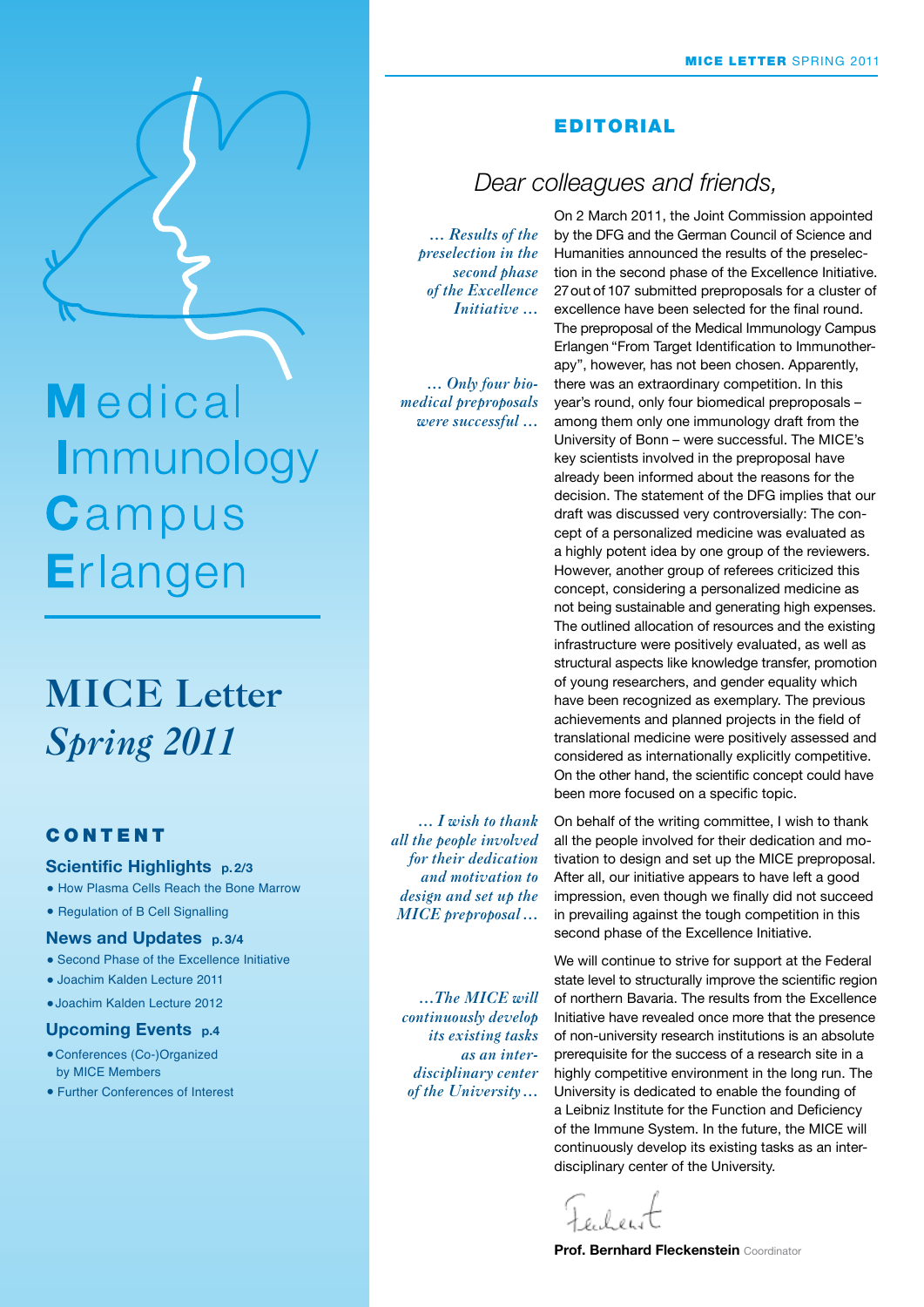# Medical Immunology Campus Erlangen

## MICE Letter *Spring 2011*

### CONTENT

**Scientific Highlights p. 2/3**

- How Plasma Cells Reach the Bone Marrow
- Regulation of B Cell Signalling

**News and Updates p. 3/4**

- Second Phase of the Excellence Initiative
- Joachim Kalden Lecture 2011
- Joachim Kalden Lecture 2012

**Upcoming Events p. 4**

- Conferences (Co-)Organized by MICE Members
- Further Conferences of Interest

## EDITORIAL

### *Dear colleagues and friends,*

*… Results of the preselection in the second phase of the Excellence Initiative …*

On 2 March 2011, the Joint Commission appointed by the DFG and the German Council of Science and Humanities announced the results of the preselection in the second phase of the Excellence Initiative. 27 out of 107 submitted preproposals for a cluster of excellence have been selected for the final round. The preproposal of the Medical Immunology Campus Erlangen "From Target Identification to Immunotherapy", however, has not been chosen. Apparently, there was an extraordinary competition. In this year's round, only four biomedical preproposals – among them only one immunology draft from the University of Bonn – were successful. The MICE's key scientists involved in the preproposal have already been informed about the reasons for the decision. The statement of the DFG implies that our draft was discussed very controversially: The concept of a personalized medicine was evaluated as a highly potent idea by one group of the reviewers. However, another group of referees criticized this concept, considering a personalized medicine as not being sustainable and generating high expenses. The outlined allocation of resources and the existing infrastructure were positively evaluated, as well as structural aspects like knowledge transfer, promotion of young researchers, and gender equality which have been recognized as exemplary. The previous achievements and planned projects in the field of translational medicine were positively assessed and considered as internationally explicitly competitive. On the other hand, the scientific concept could have been more focused on a specific topic.

*… Only four biomedical preproposals were successful …*

*… I wish to thank all the people involved for their dedication and motivation to design and set up the MICE preproposal …*

On behalf of the writing committee, I wish to thank all the people involved for their dedication and motivation to design and set up the MICE preproposal. After all, our initiative appears to have left a good impression, even though we finally did not succeed in prevailing against the tough competition in this second phase of the Excellence Initiative.

*…The MICE will continuously develop its existing tasks as an interdisciplinary center of the University …*

We will continue to strive for support at the Federal state level to structurally improve the scientific region of northern Bavaria. The results from the Excellence Initiative have revealed once more that the presence of non-university research institutions is an absolute prerequisite for the success of a research site in a highly competitive environment in the long run. The University is dedicated to enable the founding of a Leibniz Institute for the Function and Deficiency of the Immune System. In the future, the MICE will continuously develop its existing tasks as an interdisciplinary center of the University.

**Prof. Bernhard Fleckenstein** Coordinator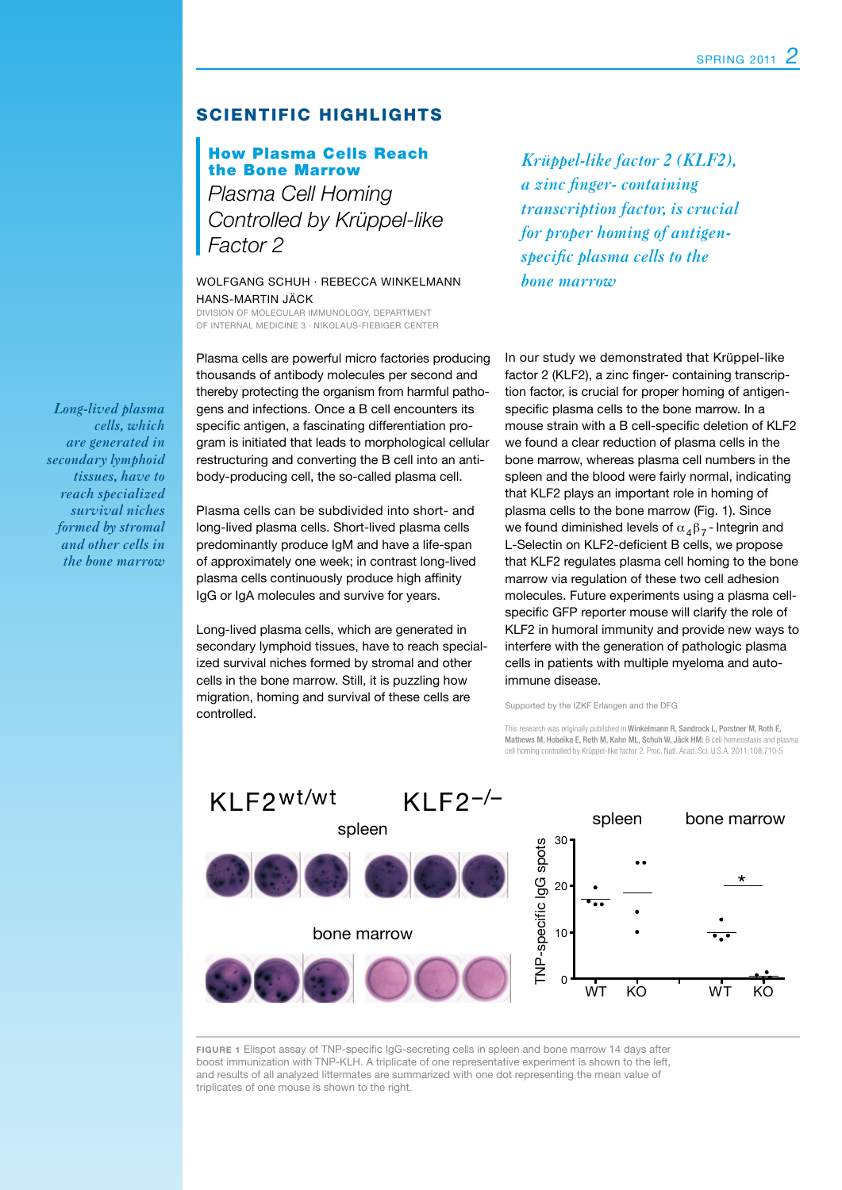## SCIENTIFIC HIGHLIGHTS

### How Plasma Cells Reach the Bone Marrow

*Plasma Cell Homing Controlled by Krüppel-like Factor 2*

WOLFGANG SCHUH · REBECCA WINKELMANN
HANS-MARTIN JÄCK
DIVISION OF MOLECULAR IMMUNOLOGY, DEPARTMENT OF INTERNAL MEDICINE 3 · NIKOLAUS-FIEBIGER CENTER

*Krüppel-like factor 2 (KLF2), a zinc finger- containing transcription factor, is crucial for proper homing of antigen-specific plasma cells to the bone marrow*

Plasma cells are powerful micro factories producing thousands of antibody molecules per second and thereby protecting the organism from harmful pathogens and infections. Once a B cell encounters its specific antigen, a fascinating differentiation program is initiated that leads to morphological cellular restructuring and converting the B cell into an antibody-producing cell, the so-called plasma cell.

Plasma cells can be subdivided into short- and long-lived plasma cells. Short-lived plasma cells predominantly produce IgM and have a life-span of approximately one week; in contrast long-lived plasma cells continuously produce high affinity IgG or IgA molecules and survive for years.

*Long-lived plasma cells, which are generated in secondary lymphoid tissues, have to reach specialized survival niches formed by stromal and other cells in the bone marrow*

Long-lived plasma cells, which are generated in secondary lymphoid tissues, have to reach specialized survival niches formed by stromal and other cells in the bone marrow. Still, it is puzzling how migration, homing and survival of these cells are controlled.

In our study we demonstrated that Krüppel-like factor 2 (KLF2), a zinc finger- containing transcription factor, is crucial for proper homing of antigen-specific plasma cells to the bone marrow. In a mouse strain with a B cell-specific deletion of KLF2 we found a clear reduction of plasma cells in the bone marrow, whereas plasma cell numbers in the spleen and the blood were fairly normal, indicating that KLF2 plays an important role in homing of plasma cells to the bone marrow (Fig. 1). Since we found diminished levels of $\alpha_4\beta_7$-Integrin and L-Selectin on KLF2-deficient B cells, we propose that KLF2 regulates plasma cell homing to the bone marrow via regulation of these two cell adhesion molecules. Future experiments using a plasma cell-specific GFP reporter mouse will clarify the role of KLF2 in humoral immunity and provide new ways to interfere with the generation of pathologic plasma cells in patients with multiple myeloma and autoimmune disease.

Supported by the IZKF Erlangen and the DFG

This research was originally published in **Winkelmann R, Sandrock L, Porstner M, Roth E, Mathews M, Hobeika E, Reth M, Kahn ML, Schuh W, Jäck HM:** B cell homeostasis and plasma cell homing controlled by Krüppel-like factor 2. Proc. Natl. Acad. Sci. U.S.A. 2011;108:710-5

**FIGURE 1** Elispot assay of TNP-specific IgG-secreting cells in spleen and bone marrow 14 days after boost immunization with TNP-KLH. A triplicate of one representative experiment is shown to the left, and results of all analyzed littermates are summarized with one dot representing the mean value of triplicates of one mouse is shown to the right.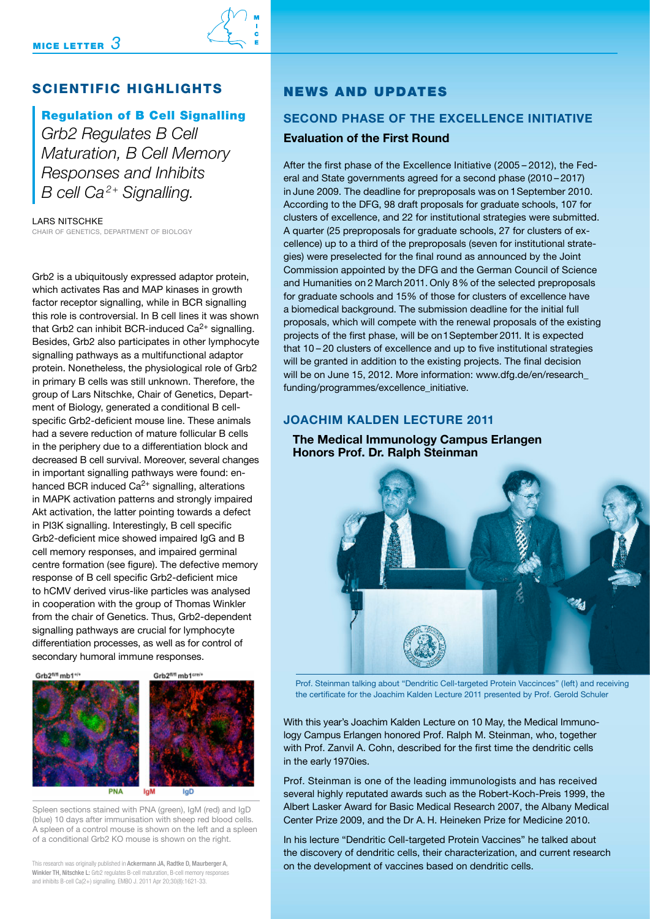## SCIENTIFIC HIGHLIGHTS

### Regulation of B Cell Signalling

*Grb2 Regulates B Cell Maturation, B Cell Memory Responses and Inhibits B cell $Ca^{2+}$ Signalling.*

LARS NITSCHKE
CHAIR OF GENETICS, DEPARTMENT OF BIOLOGY

Grb2 is a ubiquitously expressed adaptor protein, which activates Ras and MAP kinases in growth factor receptor signalling, while in BCR signalling this role is controversial. In B cell lines it was shown that Grb2 can inhibit BCR-induced $Ca^{2+}$ signalling. Besides, Grb2 also participates in other lymphocyte signalling pathways as a multifunctional adaptor protein. Nonetheless, the physiological role of Grb2 in primary B cells was still unknown. Therefore, the group of Lars Nitschke, Chair of Genetics, Department of Biology, generated a conditional B cell-specific Grb2-deficient mouse line. These animals had a severe reduction of mature follicular B cells in the periphery due to a differentiation block and decreased B cell survival. Moreover, several changes in important signalling pathways were found: enhanced BCR induced $Ca^{2+}$ signalling, alterations in MAPK activation patterns and strongly impaired Akt activation, the latter pointing towards a defect in PI3K signalling. Interestingly, B cell specific Grb2-deficient mice showed impaired IgG and B cell memory responses, and impaired germinal centre formation (see figure). The defective memory response of B cell specific Grb2-deficient mice to hCMV derived virus-like particles was analysed in cooperation with the group of Thomas Winkler from the chair of Genetics. Thus, Grb2-dependent signalling pathways are crucial for lymphocyte differentiation processes, as well as for control of secondary humoral immune responses.

Spleen sections stained with PNA (green), IgM (red) and IgD (blue) 10 days after immunisation with sheep red blood cells. A spleen of a control mouse is shown on the left and a spleen of a conditional Grb2 KO mouse is shown on the right.

This research was originally published in **Ackermann JA, Radtke D, Maurberger A, Winkler TH, Nitschke L:** Grb2 regulates B-cell maturation, B-cell memory responses and inhibits B-cell Ca(2+) signalling. EMBO J. 2011 Apr 20;30(8):1621-33.

## NEWS AND UPDATES

### SECOND PHASE OF THE EXCELLENCE INITIATIVE

**Evaluation of the First Round**

After the first phase of the Excellence Initiative (2005 – 2012), the Federal and State governments agreed for a second phase (2010 – 2017) in June 2009. The deadline for prepropsals was on 1 September 2010. According to the DFG, 98 draft proposals for graduate schools, 107 for clusters of excellence, and 22 for institutional strategies were submitted. A quarter (25 preproposals for graduate schools, 27 for clusters of excellence) up to a third of the preproposals (seven for institutional strategies) were preselected for the final round as announced by the Joint Commission appointed by the DFG and the German Council of Science and Humanities on 2 March 2011. Only 8 % of the selected preproposals for graduate schools and 15% of those for clusters of excellence have a biomedical background. The submission deadline for the initial full proposals, which will compete with the renewal proposals of the existing projects of the first phase, will be on 1 September 2011. It is expected that 10 – 20 clusters of excellence and up to five institutional strategies will be granted in addition to the existing projects. The final decision will be on June 15, 2012. More information: www.dfg.de/en/research_funding/programmes/excellence_initiative.

### JOACHIM KALDEN LECTURE 2011

**The Medical Immunology Campus Erlangen Honors Prof. Dr. Ralph Steinman**

Prof. Steinman talking about "Dendritic Cell-targeted Protein Vaccinces" (left) and receiving the certificate for the Joachim Kalden Lecture 2011 presented by Prof. Gerold Schuler

With this year's Joachim Kalden Lecture on 10 May, the Medical Immunology Campus Erlangen honored Prof. Ralph M. Steinman, who, together with Prof. Zanvil A. Cohn, described for the first time the dendritic cells in the early 1970ies.

Prof. Steinman is one of the leading immunologists and has received several highly reputated awards such as the Robert-Koch-Preis 1999, the Albert Lasker Award for Basic Medical Research 2007, the Albany Medical Center Prize 2009, and the Dr A. H. Heineken Prize for Medicine 2010.

In his lecture "Dendritic Cell-targeted Protein Vaccines" he talked about the discovery of dendritic cells, their characterization, and current research on the development of vaccines based on dendritic cells.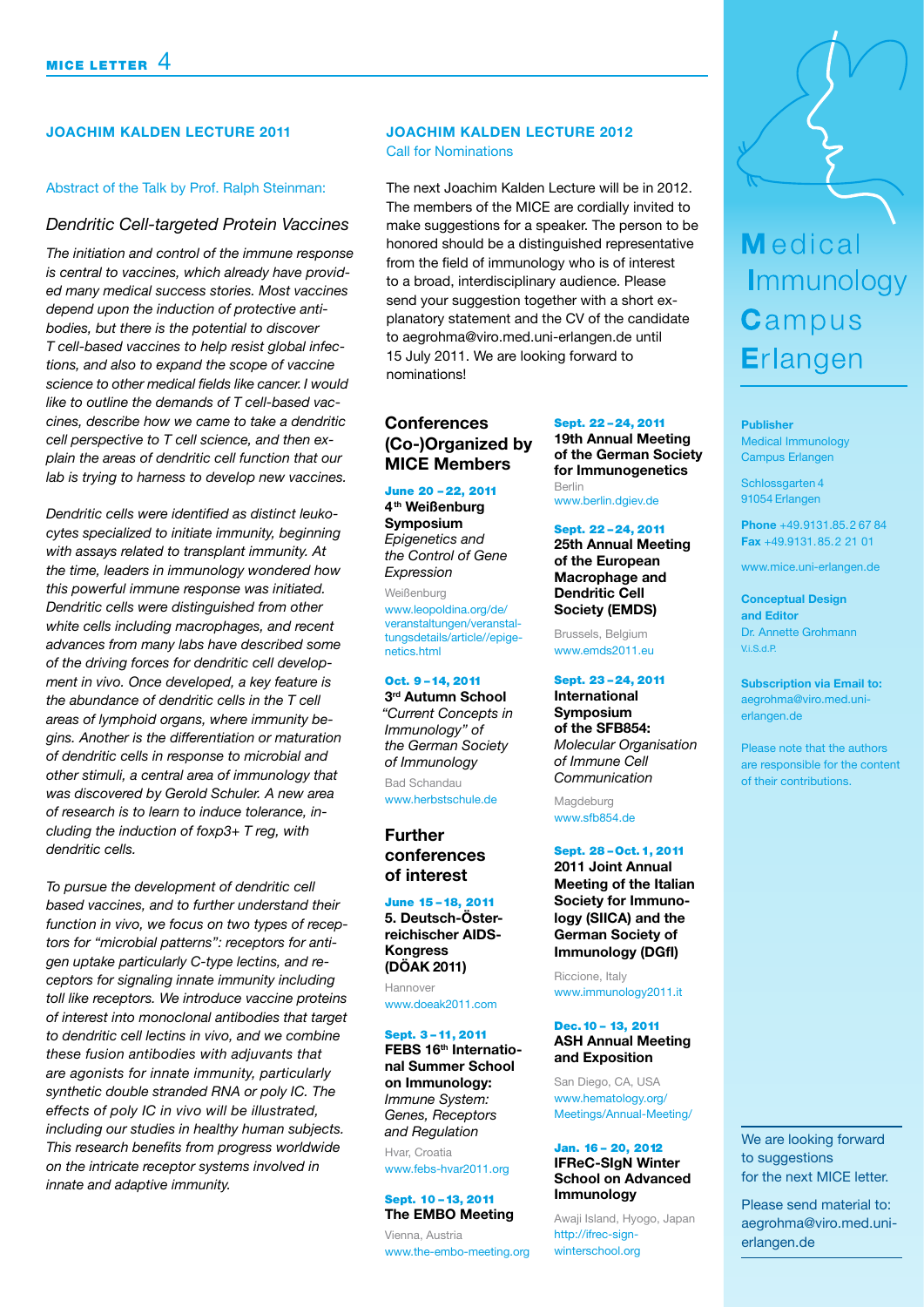## JOACHIM KALDEN LECTURE 2011

Abstract of the Talk by Prof. Ralph Steinman:

### Dendritic Cell-targeted Protein Vaccines

*The initiation and control of the immune response is central to vaccines, which already have provided many medical success stories. Most vaccines depend upon the induction of protective antibodies, but there is the potential to discover T cell-based vaccines to help resist global infections, and also to expand the scope of vaccine science to other medical fields like cancer. I would like to outline the demands of T cell-based vaccines, describe how we came to take a dendritic cell perspective to T cell science, and then explain the areas of dendritic cell function that our lab is trying to harness to develop new vaccines.*

*Dendritic cells were identified as distinct leukocytes specialized to initiate immunity, beginning with assays related to transplant immunity. At the time, leaders in immunology wondered how this powerful immune response was initiated. Dendritic cells were distinguished from other white cells including macrophages, and recent advances from many labs have described some of the driving forces for dendritic cell development in vivo. Once developed, a key feature is the abundance of dendritic cells in the T cell areas of lymphoid organs, where immunity begins. Another is the differentiation or maturation of dendritic cells in response to microbial and other stimuli, a central area of immunology that was discovered by Gerold Schuler. A new area of research is to learn to induce tolerance, including the induction of foxp3+ T reg, with dendritic cells.*

*To pursue the development of dendritic cell based vaccines, and to further understand their function in vivo, we focus on two types of receptors for "microbial patterns": receptors for antigen uptake particularly C-type lectins, and receptors for signaling innate immunity including toll like receptors. We introduce vaccine proteins of interest into monoclonal antibodies that target to dendritic cell lectins in vivo, and we combine these fusion antibodies with adjuvants that are agonists for innate immunity, particularly synthetic double stranded RNA or poly IC. The effects of poly IC in vivo will be illustrated, including our studies in healthy human subjects. This research benefits from progress worldwide on the intricate receptor systems involved in innate and adaptive immunity.*

## JOACHIM KALDEN LECTURE 2012

Call for Nominations

The next Joachim Kalden Lecture will be in 2012. The members of the MICE are cordially invited to make suggestions for a speaker. The person to be honored should be a distinguished representative from the field of immunology who is of interest to a broad, interdisciplinary audience. Please send your suggestion together with a short explanatory statement and the CV of the candidate to aegrohma@viro.med.uni-erlangen.de until 15 July 2011. We are looking forward to nominations!

## Conferences (Co-)Organized by MICE Members

**June 20 – 22, 2011**
**4th Weißenburg Symposium**
*Epigenetics and the Control of Gene Expression*
Weißenburg
www.leopoldina.org/de/veranstaltungen/veranstaltungsdetails/article//epigenetics.html

**Oct. 9 – 14, 2011**
**3rd Autumn School**
*"Current Concepts in Immunology" of the German Society of Immunology*
Bad Schandau
www.herbstschule.de

## Further conferences of interest

**June 15 – 18, 2011**
**5. Deutsch-Österreichischer AIDS-Kongress (DÖAK 2011)**
Hannover
www.doeak2011.com

**Sept. 3 – 11, 2011**
**FEBS 16th International Summer School on Immunology:**
*Immune System: Genes, Receptors and Regulation*
Hvar, Croatia
www.febs-hvar2011.org

**Sept. 10 – 13, 2011**
**The EMBO Meeting**
Vienna, Austria
www.the-embo-meeting.org

**Sept. 22 – 24, 2011**
**19th Annual Meeting of the German Society for Immunogenetics**
Berlin
www.berlin.dgiev.de

**Sept. 22 – 24, 2011**
**25th Annual Meeting of the European Macrophage and Dendritic Cell Society (EMDS)**
Brussels, Belgium
www.emds2011.eu

**Sept. 23 – 24, 2011**
**International Symposium of the SFB854:**
*Molecular Organisation of Immune Cell Communication*
Magdeburg
www.sfb854.de

**Sept. 28 – Oct. 1, 2011**
**2011 Joint Annual Meeting of the Italian Society for Immunology (SIICA) and the German Society of Immunology (DGfI)**
Riccione, Italy
www.immunology2011.it

**Dec. 10 – 13, 2011**
**ASH Annual Meeting and Exposition**
San Diego, CA, USA
www.hematology.org/Meetings/Annual-Meeting/

**Jan. 16 – 20, 2012**
**IFReC-SIgN Winter School on Advanced Immunology**
Awaji Island, Hyogo, Japan
http://ifrec-sign-winterschool.org

---

**Medical Immunology Campus Erlangen**

**Publisher**
Medical Immunology Campus Erlangen

Schlossgarten 4
91054 Erlangen

**Phone** +49.9131.85.2 67 84
**Fax** +49.9131.85.2 21 01

www.mice.uni-erlangen.de

**Conceptual Design and Editor**
Dr. Annette Grohmann
V.i.S.d.P.

**Subscription via Email to:**
aegrohma@viro.med.uni-erlangen.de

Please note that the authors are responsible for the content of their contributions.

We are looking forward to suggestions for the next MICE letter.

Please send material to: aegrohma@viro.med.uni-erlangen.de